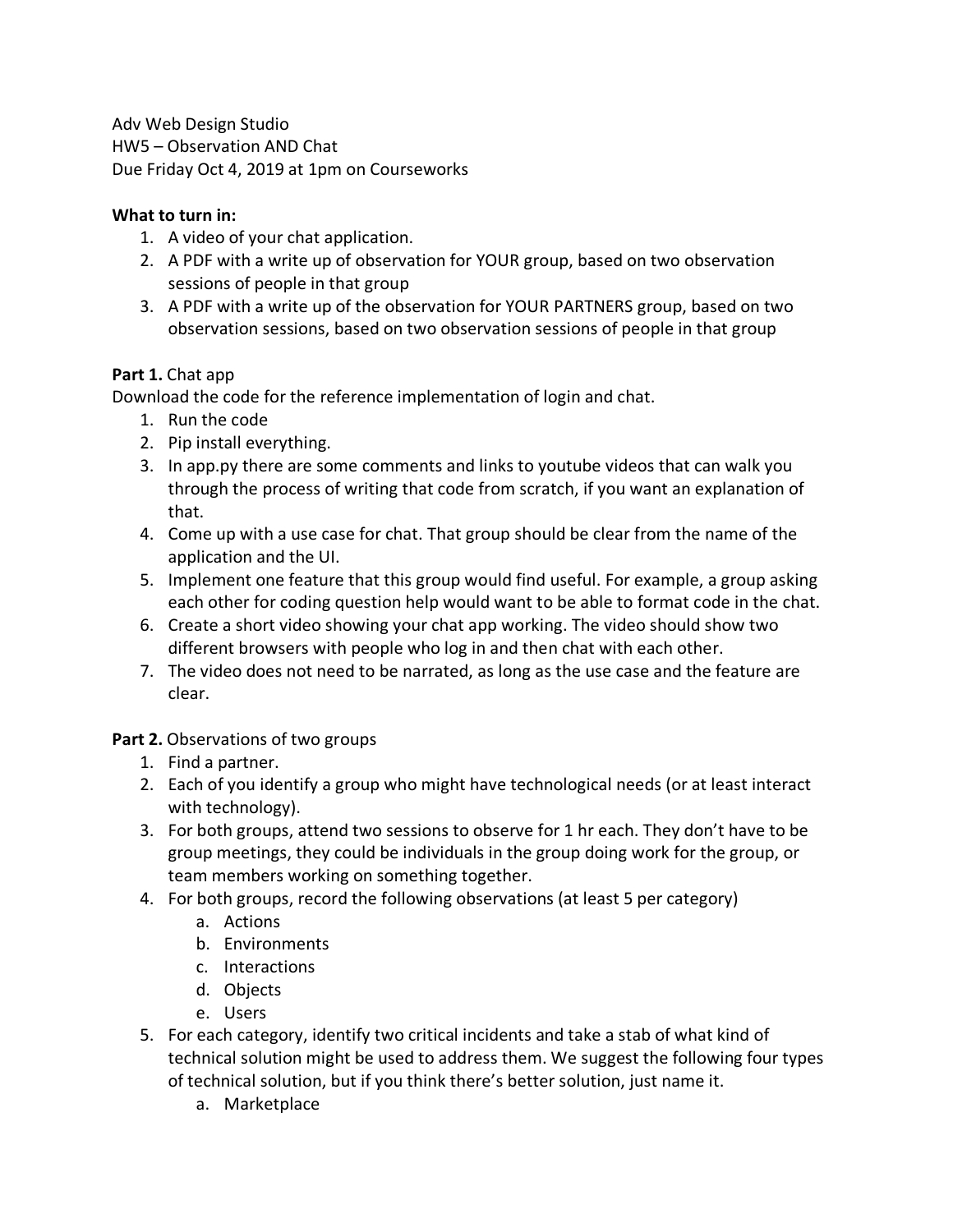Adv Web Design Studio
HW5 – Observation AND Chat
Due Friday Oct 4, 2019 at 1pm on Courseworks

**What to turn in:**

1. A video of your chat application.
2. A PDF with a write up of observation for YOUR group, based on two observation sessions of people in that group
3. A PDF with a write up of the observation for YOUR PARTNERS group, based on two observation sessions, based on two observation sessions of people in that group

**Part 1.** Chat app

Download the code for the reference implementation of login and chat.

1. Run the code
2. Pip install everything.
3. In app.py there are some comments and links to youtube videos that can walk you through the process of writing that code from scratch, if you want an explanation of that.
4. Come up with a use case for chat. That group should be clear from the name of the application and the UI.
5. Implement one feature that this group would find useful. For example, a group asking each other for coding question help would want to be able to format code in the chat.
6. Create a short video showing your chat app working. The video should show two different browsers with people who log in and then chat with each other.
7. The video does not need to be narrated, as long as the use case and the feature are clear.

**Part 2.** Observations of two groups

1. Find a partner.
2. Each of you identify a group who might have technological needs (or at least interact with technology).
3. For both groups, attend two sessions to observe for 1 hr each. They don't have to be group meetings, they could be individuals in the group doing work for the group, or team members working on something together.
4. For both groups, record the following observations (at least 5 per category)
   a. Actions
   b. Environments
   c. Interactions
   d. Objects
   e. Users
5. For each category, identify two critical incidents and take a stab of what kind of technical solution might be used to address them. We suggest the following four types of technical solution, but if you think there's better solution, just name it.
   a. Marketplace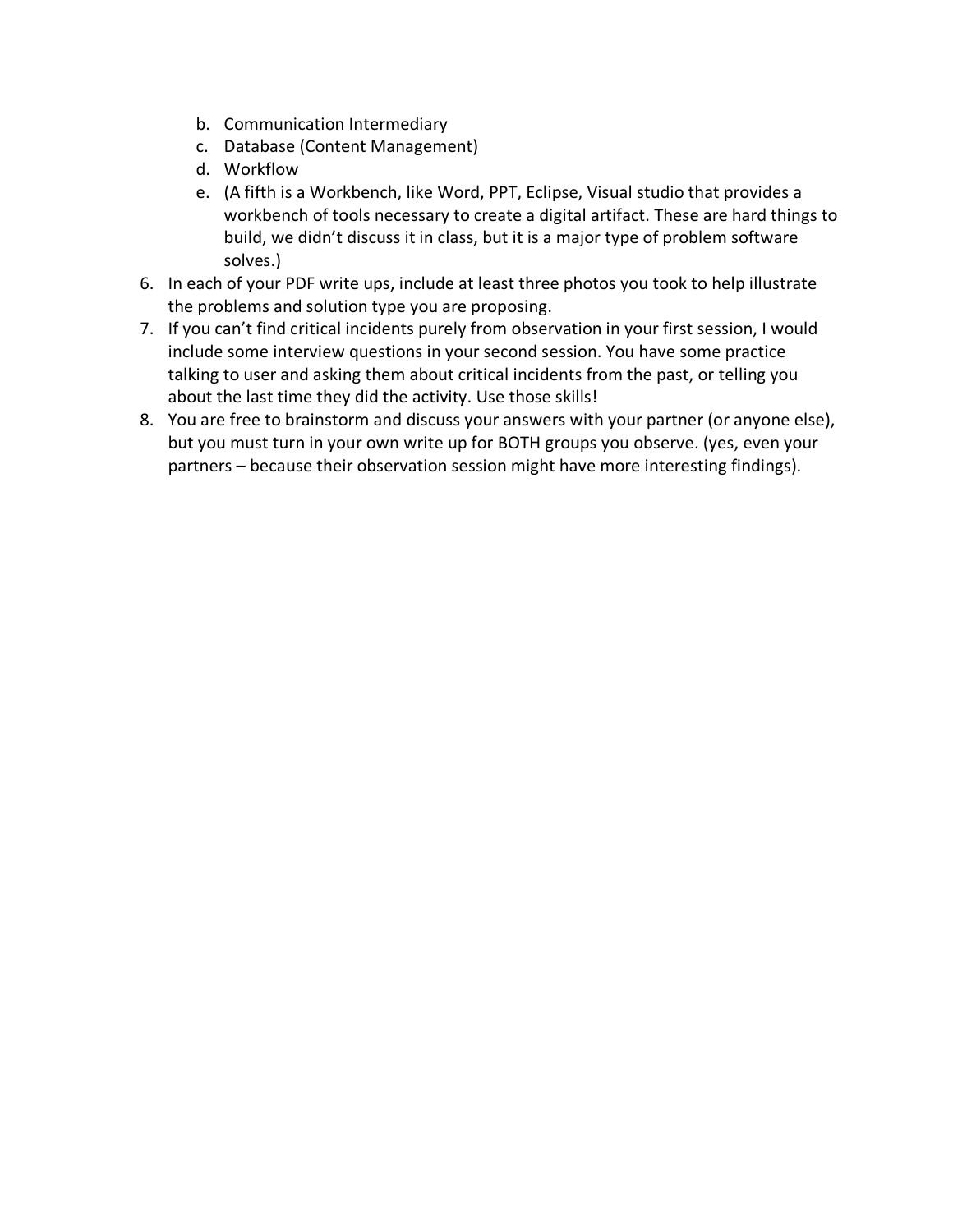b. Communication Intermediary
   c. Database (Content Management)
   d. Workflow
   e. (A fifth is a Workbench, like Word, PPT, Eclipse, Visual studio that provides a workbench of tools necessary to create a digital artifact. These are hard things to build, we didn't discuss it in class, but it is a major type of problem software solves.)

6. In each of your PDF write ups, include at least three photos you took to help illustrate the problems and solution type you are proposing.
7. If you can't find critical incidents purely from observation in your first session, I would include some interview questions in your second session. You have some practice talking to user and asking them about critical incidents from the past, or telling you about the last time they did the activity. Use those skills!
8. You are free to brainstorm and discuss your answers with your partner (or anyone else), but you must turn in your own write up for BOTH groups you observe. (yes, even your partners – because their observation session might have more interesting findings).